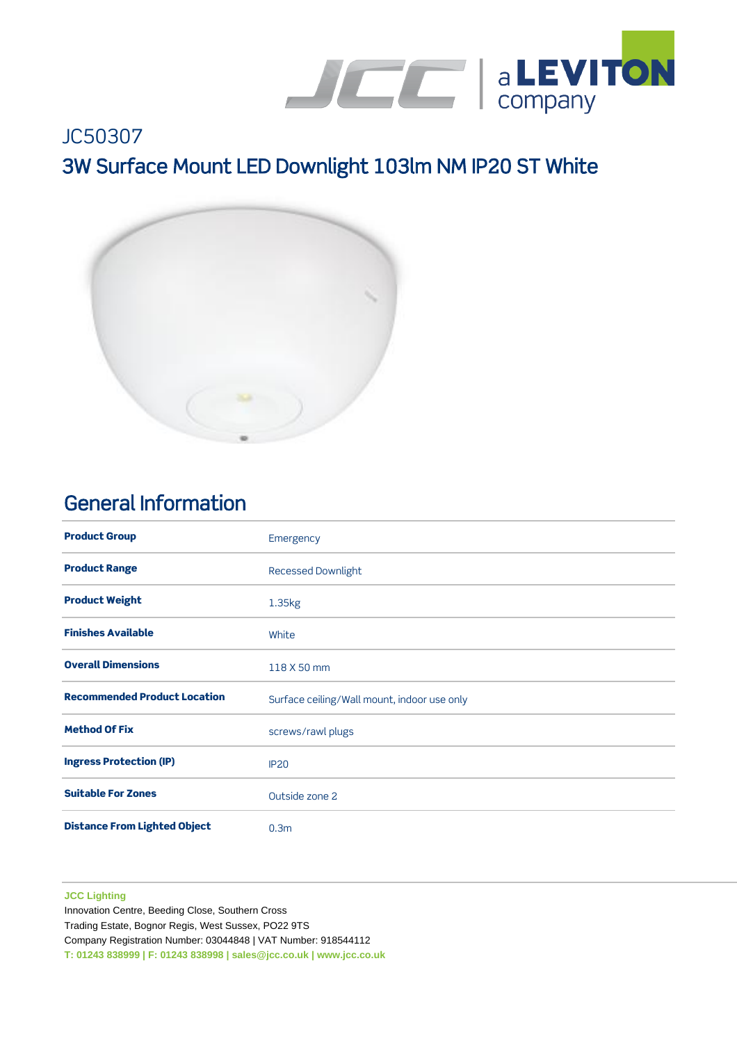JC50307

# 3W Surface Mount LED Downlight 103lm NM IP20 ST White

## General Information

| | |
|---|---|
| **Product Group** | Emergency |
| **Product Range** | Recessed Downlight |
| **Product Weight** | 1.35kg |
| **Finishes Available** | White |
| **Overall Dimensions** | 118 X 50 mm |
| **Recommended Product Location** | Surface ceiling/Wall mount, indoor use only |
| **Method Of Fix** | screws/rawl plugs |
| **Ingress Protection (IP)** | IP20 |
| **Suitable For Zones** | Outside zone 2 |
| **Distance From Lighted Object** | 0.3m |

**JCC Lighting**
Innovation Centre, Beeding Close, Southern Cross
Trading Estate, Bognor Regis, West Sussex, PO22 9TS
Company Registration Number: 03044848 | VAT Number: 918544112
**T: 01243 838999 | F: 01243 838998 | sales@jcc.co.uk | www.jcc.co.uk**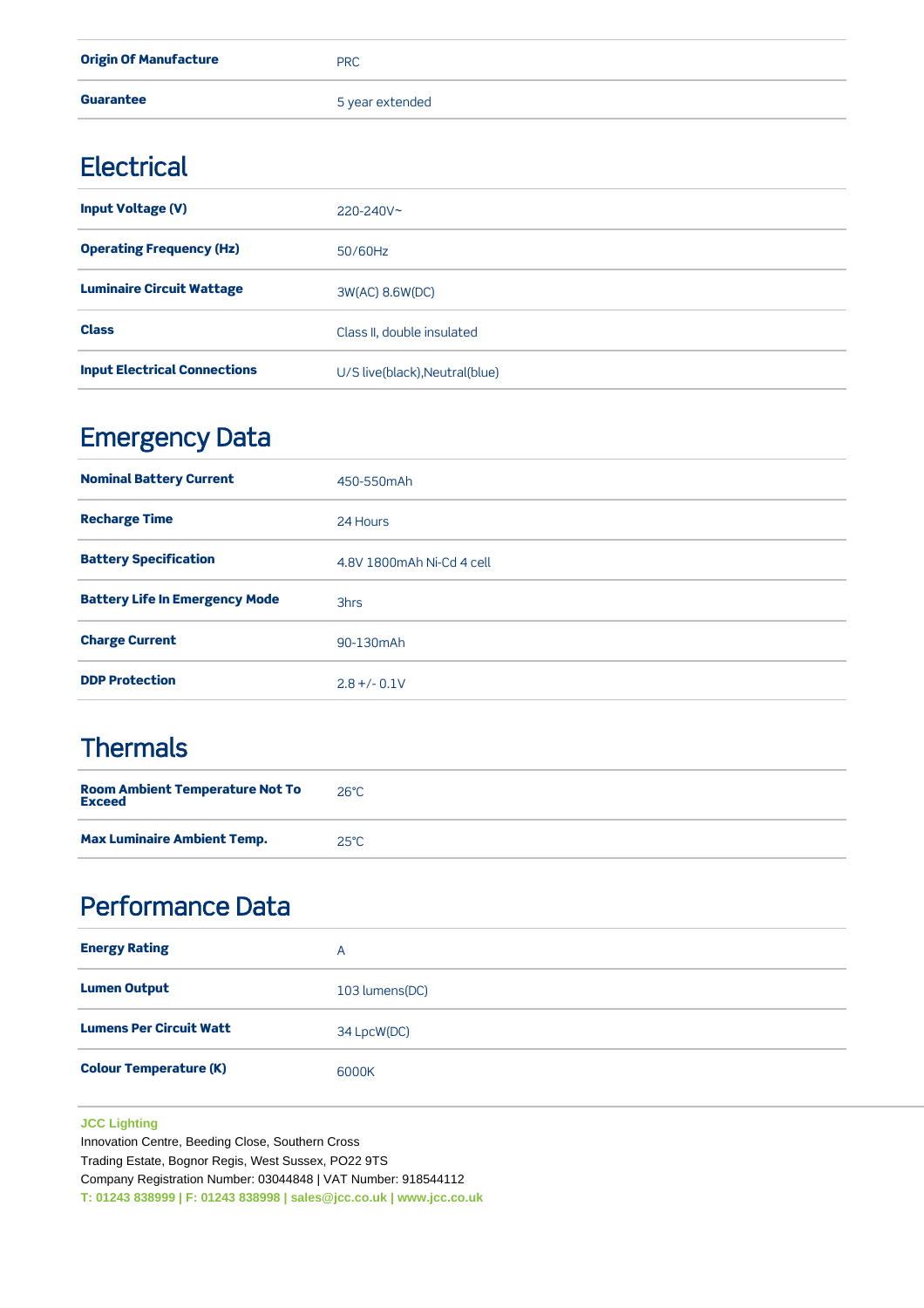| | |
|---|---|
| **Origin Of Manufacture** | PRC |
| **Guarantee** | 5 year extended |

## Electrical

| | |
|---|---|
| **Input Voltage (V)** | 220-240V~ |
| **Operating Frequency (Hz)** | 50/60Hz |
| **Luminaire Circuit Wattage** | 3W(AC) 8.6W(DC) |
| **Class** | Class II, double insulated |
| **Input Electrical Connections** | U/S live(black),Neutral(blue) |

## Emergency Data

| | |
|---|---|
| **Nominal Battery Current** | 450-550mAh |
| **Recharge Time** | 24 Hours |
| **Battery Specification** | 4.8V 1800mAh Ni-Cd 4 cell |
| **Battery Life In Emergency Mode** | 3hrs |
| **Charge Current** | 90-130mAh |
| **DDP Protection** | 2.8 +/- 0.1V |

## Thermals

| | |
|---|---|
| **Room Ambient Temperature Not To Exceed** | 26°C |
| **Max Luminaire Ambient Temp.** | 25°C |

## Performance Data

| | |
|---|---|
| **Energy Rating** | A |
| **Lumen Output** | 103 lumens(DC) |
| **Lumens Per Circuit Watt** | 34 LpcW(DC) |
| **Colour Temperature (K)** | 6000K |

**JCC Lighting**
Innovation Centre, Beeding Close, Southern Cross
Trading Estate, Bognor Regis, West Sussex, PO22 9TS
Company Registration Number: 03044848 | VAT Number: 918544112
**T: 01243 838999 | F: 01243 838998 | sales@jcc.co.uk | www.jcc.co.uk**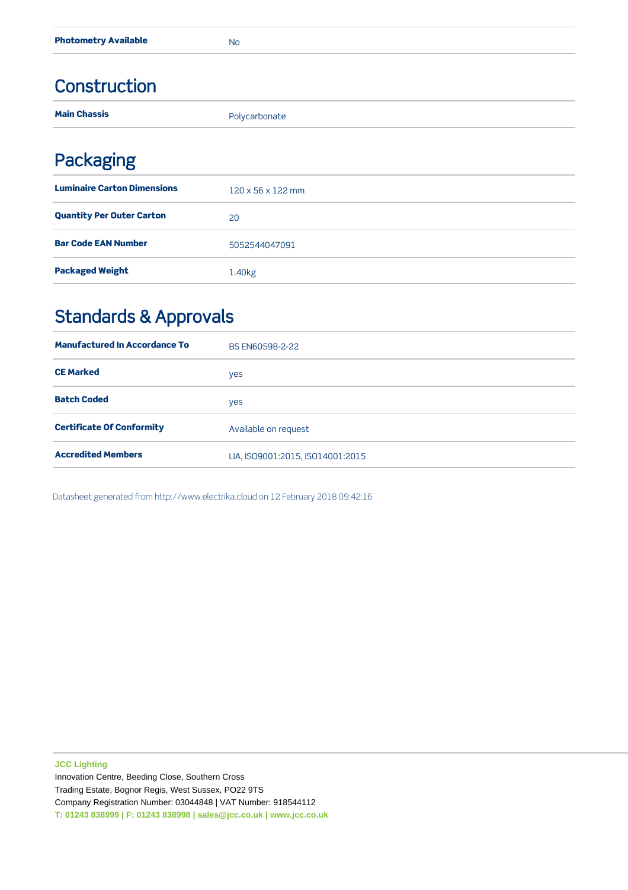| | |
|---|---|
| **Photometry Available** | No |

## Construction

| | |
|---|---|
| **Main Chassis** | Polycarbonate |

## Packaging

| | |
|---|---|
| **Luminaire Carton Dimensions** | 120 x 56 x 122 mm |
| **Quantity Per Outer Carton** | 20 |
| **Bar Code EAN Number** | 5052544047091 |
| **Packaged Weight** | 1.40kg |

## Standards & Approvals

| | |
|---|---|
| **Manufactured In Accordance To** | BS EN60598-2-22 |
| **CE Marked** | yes |
| **Batch Coded** | yes |
| **Certificate Of Conformity** | Available on request |
| **Accredited Members** | LIA, ISO9001:2015, ISO14001:2015 |

Datasheet generated from http://www.electrika.cloud on 12 February 2018 09:42:16

**JCC Lighting**
Innovation Centre, Beeding Close, Southern Cross
Trading Estate, Bognor Regis, West Sussex, PO22 9TS
Company Registration Number: 03044848 | VAT Number: 918544112
**T: 01243 838999 | F: 01243 838998 | sales@jcc.co.uk | www.jcc.co.uk**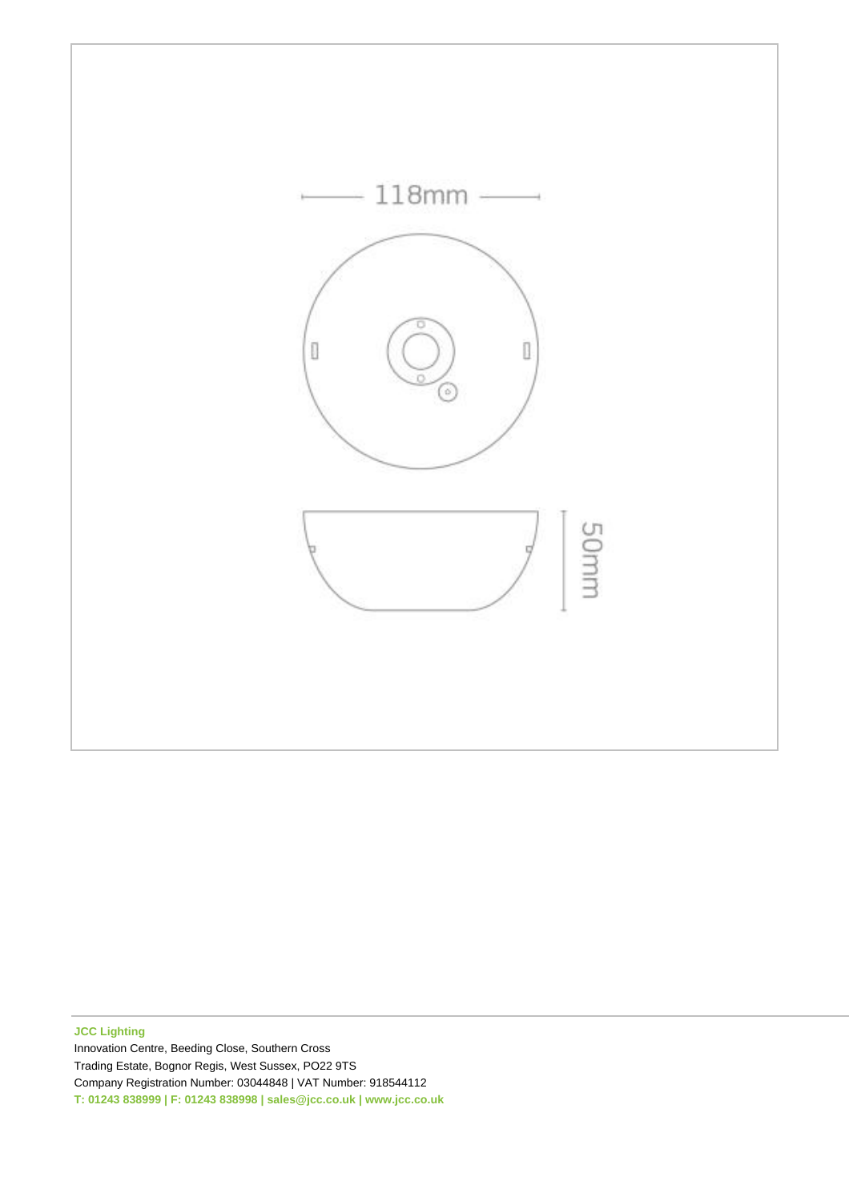118mm

50mm

**JCC Lighting**
Innovation Centre, Beeding Close, Southern Cross
Trading Estate, Bognor Regis, West Sussex, PO22 9TS
Company Registration Number: 03044848 | VAT Number: 918544112
**T: 01243 838999 | F: 01243 838998 | sales@jcc.co.uk | www.jcc.co.uk**